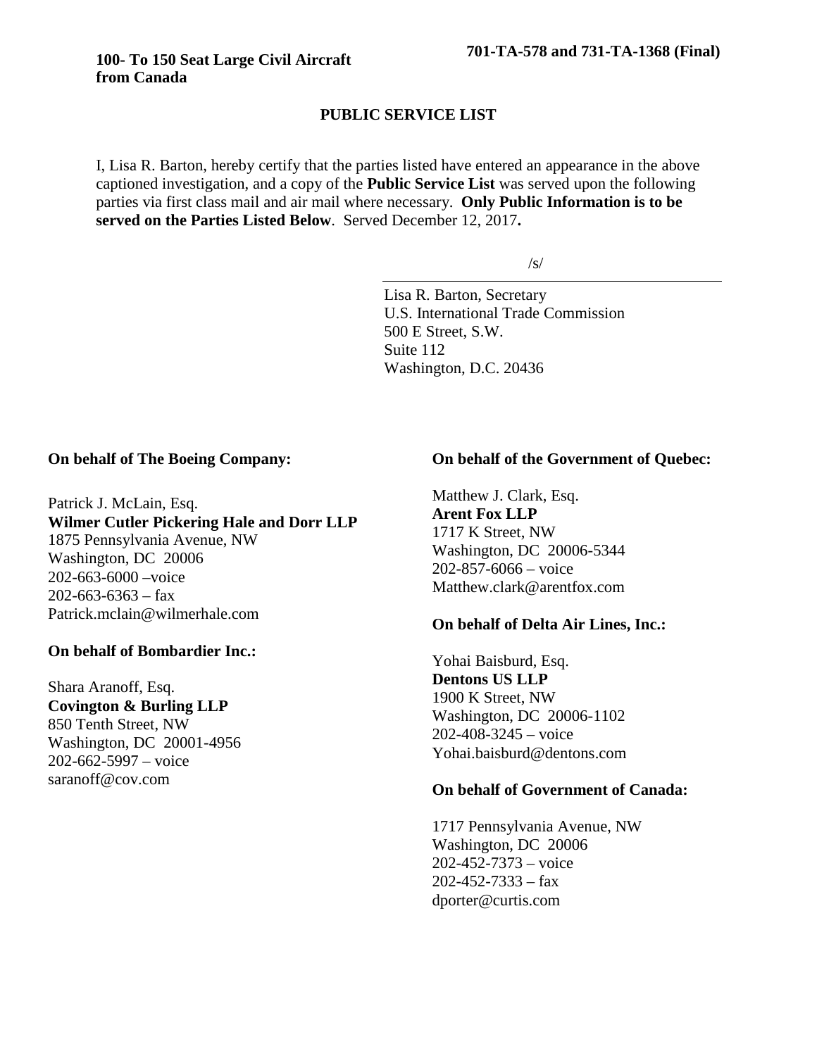**100- To 150 Seat Large Civil Aircraft from Canada**

**701-TA-578 and 731-TA-1368 (Final)**

## PUBLIC SERVICE LIST

I, Lisa R. Barton, hereby certify that the parties listed have entered an appearance in the above captioned investigation, and a copy of the **Public Service List** was served upon the following parties via first class mail and air mail where necessary. **Only Public Information is to be served on the Parties Listed Below**. Served December 12, 2017**.**

/s/

Lisa R. Barton, Secretary
U.S. International Trade Commission
500 E Street, S.W.
Suite 112
Washington, D.C. 20436

**On behalf of The Boeing Company:**

Patrick J. McLain, Esq.
**Wilmer Cutler Pickering Hale and Dorr LLP**
1875 Pennsylvania Avenue, NW
Washington, DC 20006
202-663-6000 –voice
202-663-6363 – fax
Patrick.mclain@wilmerhale.com

**On behalf of Bombardier Inc.:**

Shara Aranoff, Esq.
**Covington & Burling LLP**
850 Tenth Street, NW
Washington, DC 20001-4956
202-662-5997 – voice
saranoff@cov.com

**On behalf of the Government of Quebec:**

Matthew J. Clark, Esq.
**Arent Fox LLP**
1717 K Street, NW
Washington, DC 20006-5344
202-857-6066 – voice
Matthew.clark@arentfox.com

**On behalf of Delta Air Lines, Inc.:**

Yohai Baisburd, Esq.
**Dentons US LLP**
1900 K Street, NW
Washington, DC 20006-1102
202-408-3245 – voice
Yohai.baisburd@dentons.com

**On behalf of Government of Canada:**

1717 Pennsylvania Avenue, NW
Washington, DC 20006
202-452-7373 – voice
202-452-7333 – fax
dporter@curtis.com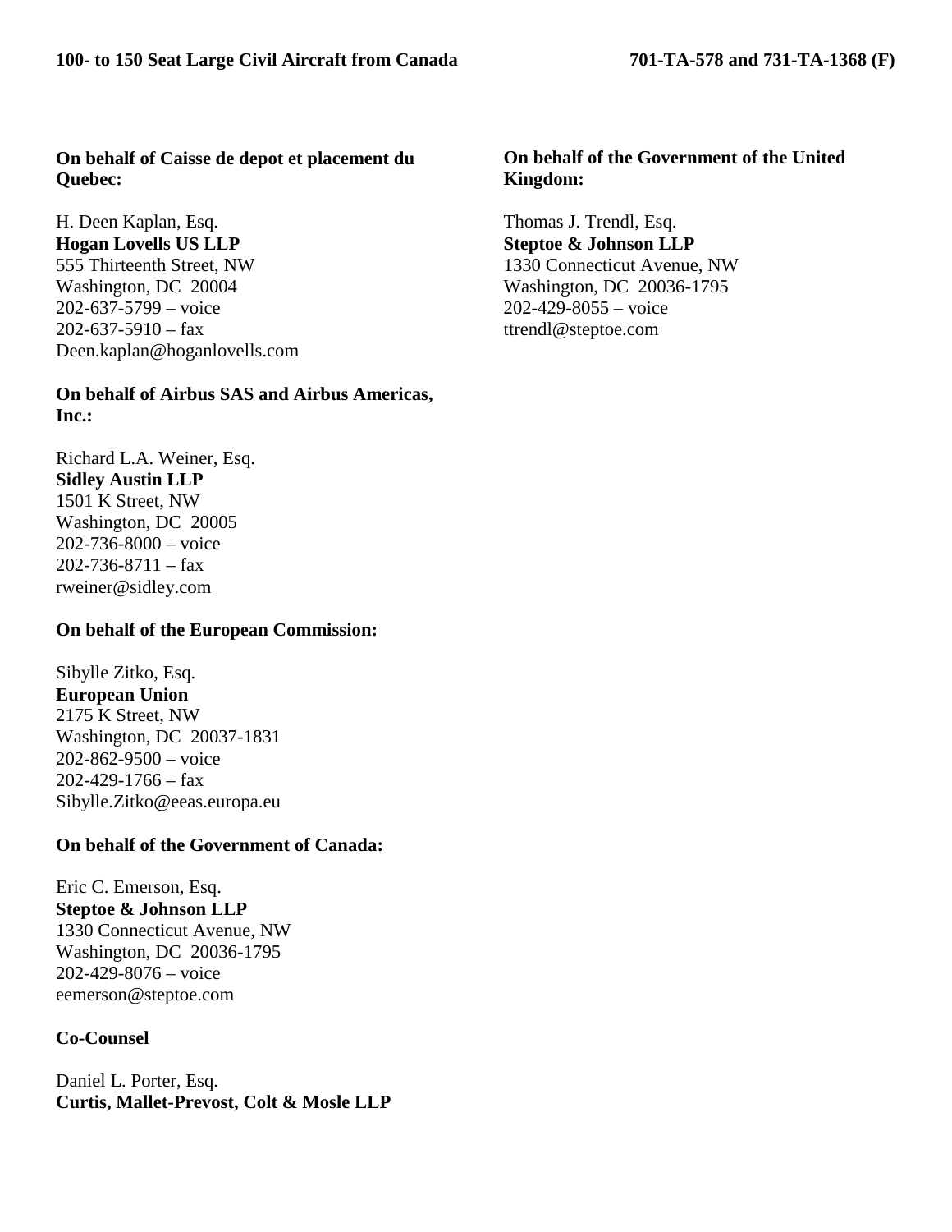**On behalf of Caisse de depot et placement du Quebec:**

H. Deen Kaplan, Esq.
**Hogan Lovells US LLP**
555 Thirteenth Street, NW
Washington, DC 20004
202-637-5799 – voice
202-637-5910 – fax
Deen.kaplan@hoganlovells.com

**On behalf of Airbus SAS and Airbus Americas, Inc.:**

Richard L.A. Weiner, Esq.
**Sidley Austin LLP**
1501 K Street, NW
Washington, DC 20005
202-736-8000 – voice
202-736-8711 – fax
rweiner@sidley.com

**On behalf of the European Commission:**

Sibylle Zitko, Esq.
**European Union**
2175 K Street, NW
Washington, DC 20037-1831
202-862-9500 – voice
202-429-1766 – fax
Sibylle.Zitko@eeas.europa.eu

**On behalf of the Government of Canada:**

Eric C. Emerson, Esq.
**Steptoe & Johnson LLP**
1330 Connecticut Avenue, NW
Washington, DC 20036-1795
202-429-8076 – voice
eemerson@steptoe.com

**Co-Counsel**

Daniel L. Porter, Esq.
**Curtis, Mallet-Prevost, Colt & Mosle LLP**

**On behalf of the Government of the United Kingdom:**

Thomas J. Trendl, Esq.
**Steptoe & Johnson LLP**
1330 Connecticut Avenue, NW
Washington, DC 20036-1795
202-429-8055 – voice
ttrendl@steptoe.com